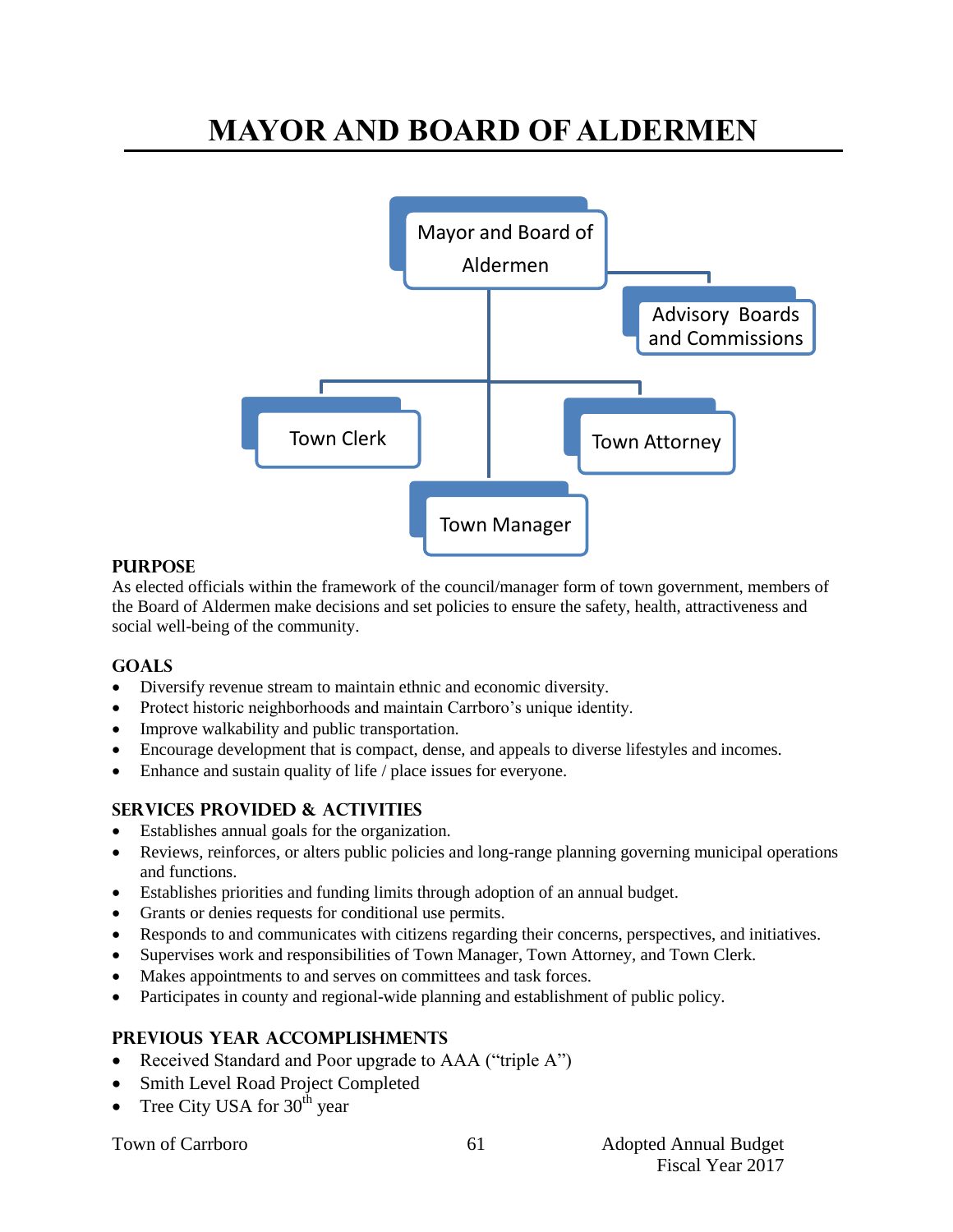# MAYOR AND BOARD OF ALDERMEN

Mayor and Board of Aldermen

Advisory Boards and Commissions

Town Clerk

Town Attorney

Town Manager

## PURPOSE

As elected officials within the framework of the council/manager form of town government, members of the Board of Aldermen make decisions and set policies to ensure the safety, health, attractiveness and social well-being of the community.

## GOALS

- Diversify revenue stream to maintain ethnic and economic diversity.
- Protect historic neighborhoods and maintain Carrboro's unique identity.
- Improve walkability and public transportation.
- Encourage development that is compact, dense, and appeals to diverse lifestyles and incomes.
- Enhance and sustain quality of life / place issues for everyone.

## SERVICES PROVIDED & ACTIVITIES

- Establishes annual goals for the organization.
- Reviews, reinforces, or alters public policies and long-range planning governing municipal operations and functions.
- Establishes priorities and funding limits through adoption of an annual budget.
- Grants or denies requests for conditional use permits.
- Responds to and communicates with citizens regarding their concerns, perspectives, and initiatives.
- Supervises work and responsibilities of Town Manager, Town Attorney, and Town Clerk.
- Makes appointments to and serves on committees and task forces.
- Participates in county and regional-wide planning and establishment of public policy.

## PREVIOUS YEAR ACCOMPLISHMENTS

- Received Standard and Poor upgrade to AAA ("triple A")
- Smith Level Road Project Completed
- Tree City USA for 30th year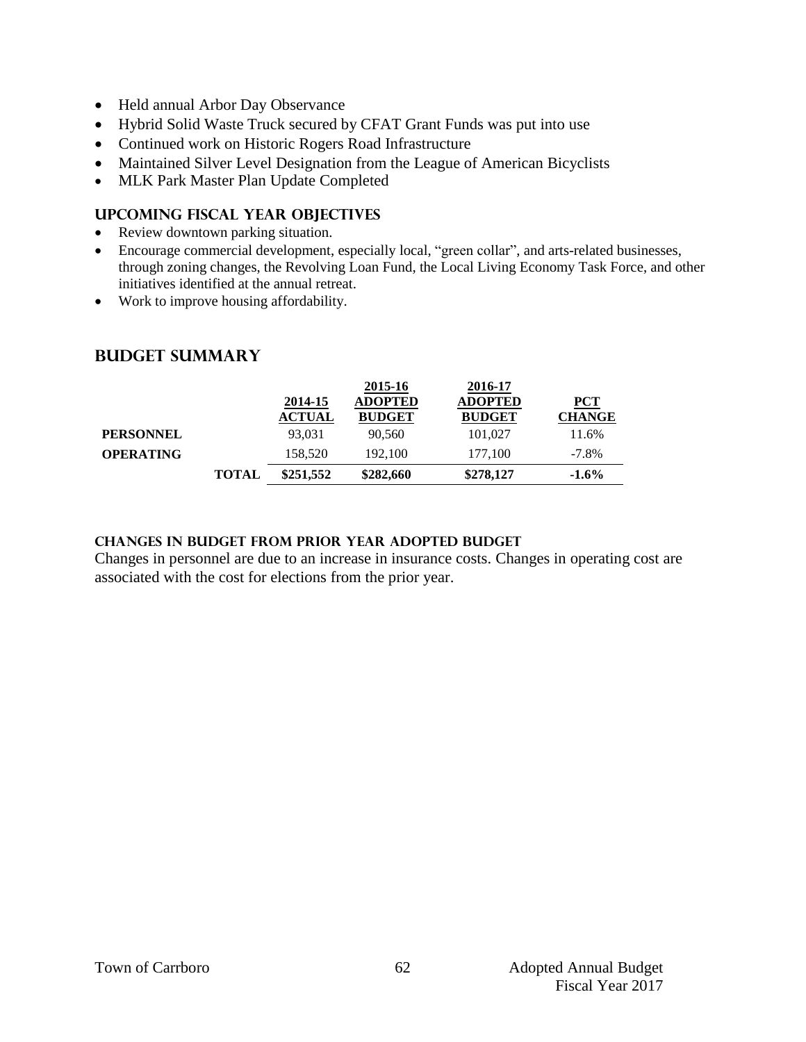- Held annual Arbor Day Observance
- Hybrid Solid Waste Truck secured by CFAT Grant Funds was put into use
- Continued work on Historic Rogers Road Infrastructure
- Maintained Silver Level Designation from the League of American Bicyclists
- MLK Park Master Plan Update Completed

### UPCOMING FISCAL YEAR OBJECTIVES

- Review downtown parking situation.
- Encourage commercial development, especially local, "green collar", and arts-related businesses, through zoning changes, the Revolving Loan Fund, the Local Living Economy Task Force, and other initiatives identified at the annual retreat.
- Work to improve housing affordability.

## BUDGET SUMMARY

| | | 2014-15 ACTUAL | 2015-16 ADOPTED BUDGET | 2016-17 ADOPTED BUDGET | PCT CHANGE |
|---|---|---|---|---|---|
| **PERSONNEL** | | 93,031 | 90,560 | 101,027 | 11.6% |
| **OPERATING** | | 158,520 | 192,100 | 177,100 | -7.8% |
| | **TOTAL** | **$251,552** | **$282,660** | **$278,127** | **-1.6%** |

#### CHANGES IN BUDGET FROM PRIOR YEAR ADOPTED BUDGET

Changes in personnel are due to an increase in insurance costs. Changes in operating cost are associated with the cost for elections from the prior year.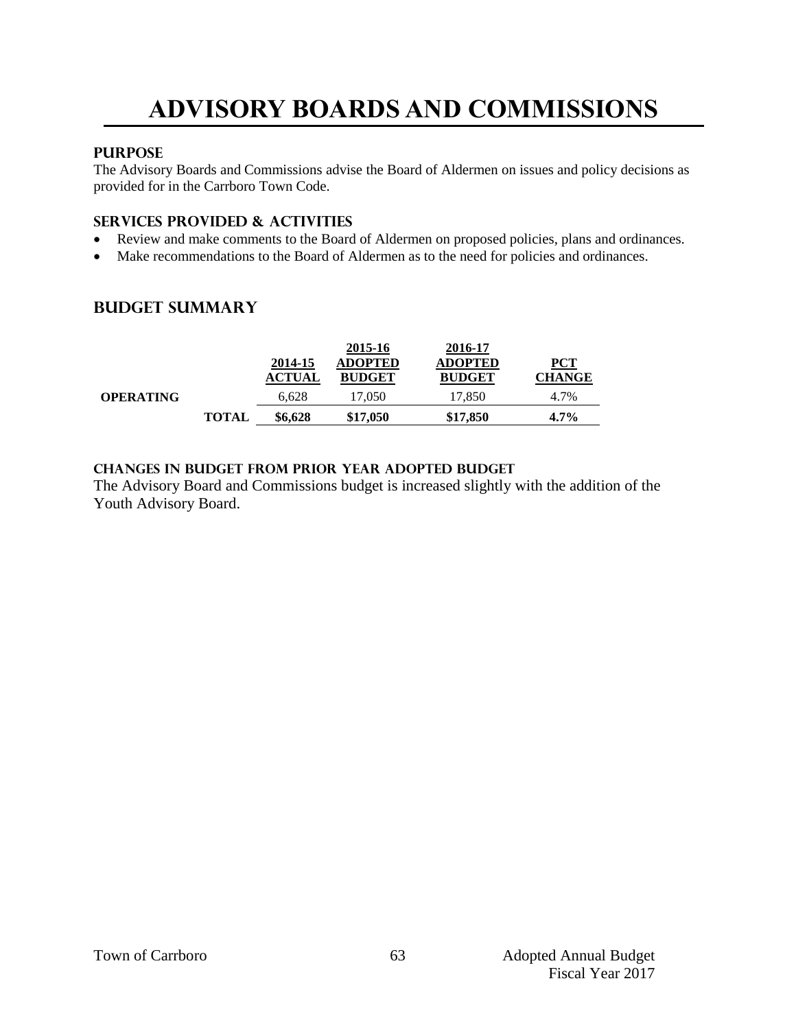# ADVISORY BOARDS AND COMMISSIONS

### PURPOSE

The Advisory Boards and Commissions advise the Board of Aldermen on issues and policy decisions as provided for in the Carrboro Town Code.

### SERVICES PROVIDED & ACTIVITIES

- Review and make comments to the Board of Aldermen on proposed policies, plans and ordinances.
- Make recommendations to the Board of Aldermen as to the need for policies and ordinances.

## BUDGET SUMMARY

| | | 2014-15 ACTUAL | 2015-16 ADOPTED BUDGET | 2016-17 ADOPTED BUDGET | PCT CHANGE |
|---|---|---|---|---|---|
| **OPERATING** | | 6,628 | 17,050 | 17,850 | 4.7% |
| | **TOTAL** | **$6,628** | **$17,050** | **$17,850** | **4.7%** |

### CHANGES IN BUDGET FROM PRIOR YEAR ADOPTED BUDGET

The Advisory Board and Commissions budget is increased slightly with the addition of the Youth Advisory Board.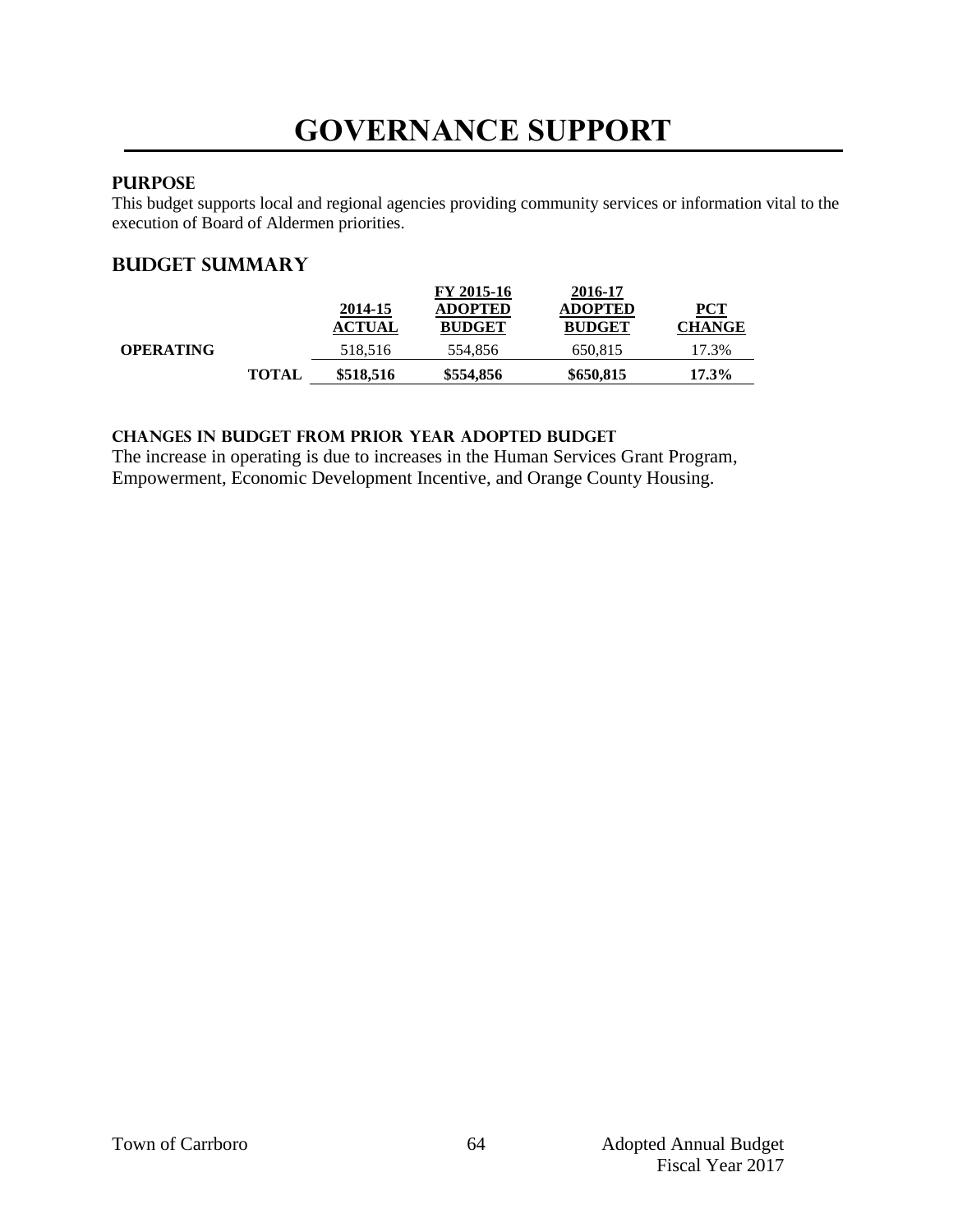# GOVERNANCE SUPPORT

### PURPOSE

This budget supports local and regional agencies providing community services or information vital to the execution of Board of Aldermen priorities.

## BUDGET SUMMARY

| | | 2014-15 ACTUAL | FY 2015-16 ADOPTED BUDGET | 2016-17 ADOPTED BUDGET | PCT CHANGE |
|---|---|---|---|---|---|
| **OPERATING** | | 518,516 | 554,856 | 650,815 | 17.3% |
| | **TOTAL** | **$518,516** | **$554,856** | **$650,815** | **17.3%** |

### CHANGES IN BUDGET FROM PRIOR YEAR ADOPTED BUDGET

The increase in operating is due to increases in the Human Services Grant Program, Empowerment, Economic Development Incentive, and Orange County Housing.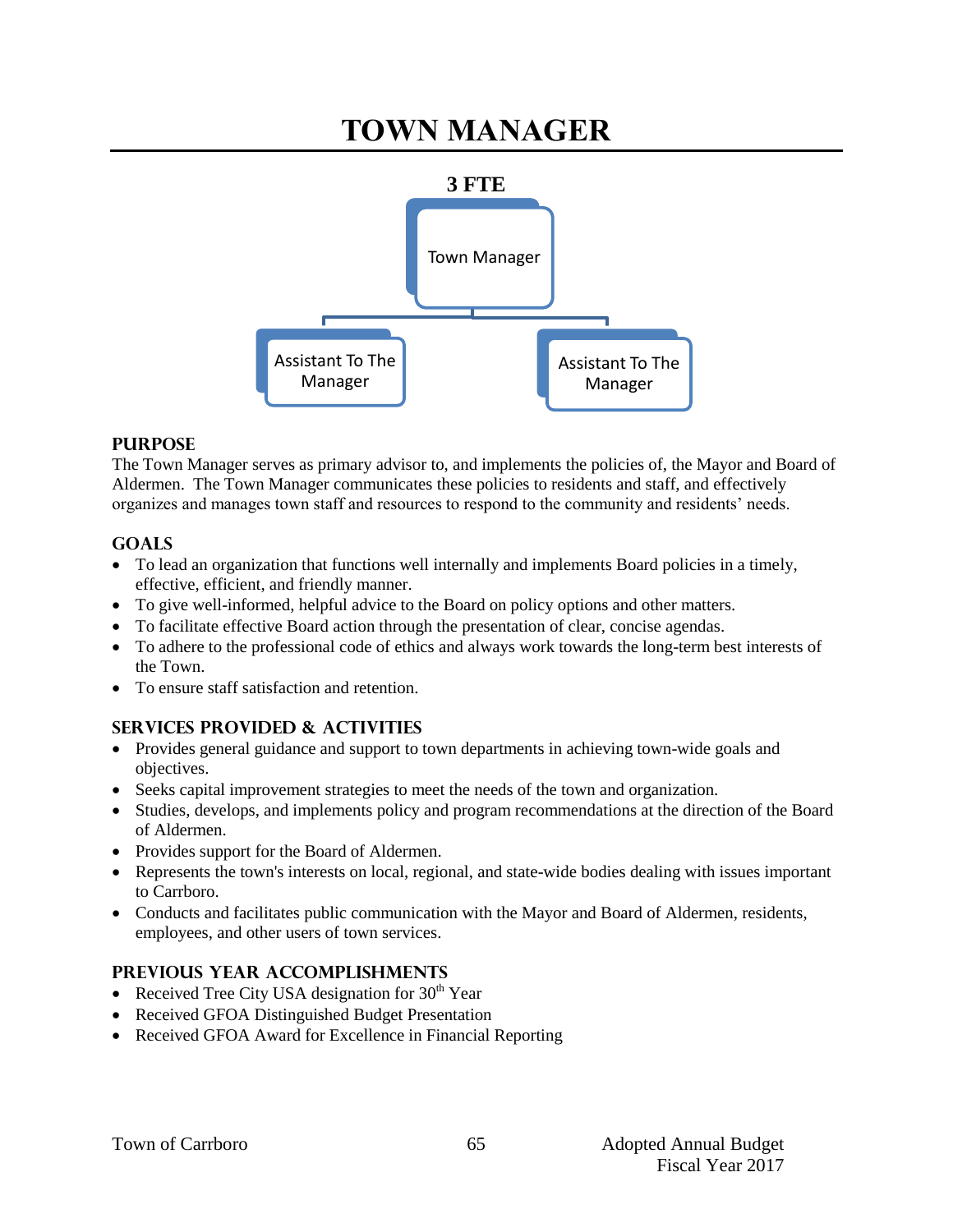# TOWN MANAGER

**3 FTE**

Town Manager

Assistant To The Manager

Assistant To The Manager

## PURPOSE

The Town Manager serves as primary advisor to, and implements the policies of, the Mayor and Board of Aldermen. The Town Manager communicates these policies to residents and staff, and effectively organizes and manages town staff and resources to respond to the community and residents' needs.

## GOALS

- To lead an organization that functions well internally and implements Board policies in a timely, effective, efficient, and friendly manner.
- To give well-informed, helpful advice to the Board on policy options and other matters.
- To facilitate effective Board action through the presentation of clear, concise agendas.
- To adhere to the professional code of ethics and always work towards the long-term best interests of the Town.
- To ensure staff satisfaction and retention.

## SERVICES PROVIDED & ACTIVITIES

- Provides general guidance and support to town departments in achieving town-wide goals and objectives.
- Seeks capital improvement strategies to meet the needs of the town and organization.
- Studies, develops, and implements policy and program recommendations at the direction of the Board of Aldermen.
- Provides support for the Board of Aldermen.
- Represents the town's interests on local, regional, and state-wide bodies dealing with issues important to Carrboro.
- Conducts and facilitates public communication with the Mayor and Board of Aldermen, residents, employees, and other users of town services.

## PREVIOUS YEAR ACCOMPLISHMENTS

- Received Tree City USA designation for 30th Year
- Received GFOA Distinguished Budget Presentation
- Received GFOA Award for Excellence in Financial Reporting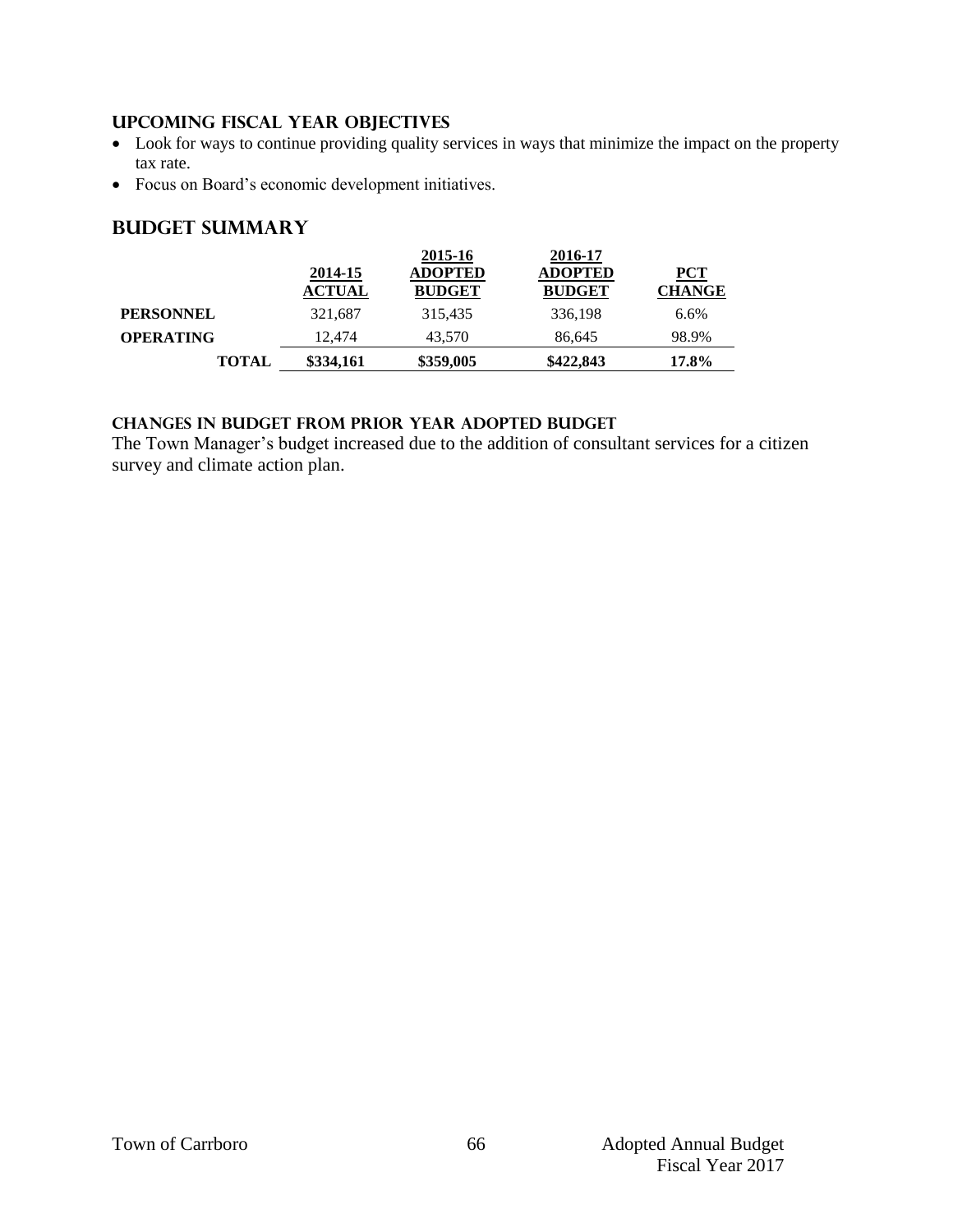## Upcoming Fiscal Year Objectives

- Look for ways to continue providing quality services in ways that minimize the impact on the property tax rate.
- Focus on Board's economic development initiatives.

## Budget Summary

| | 2014-15 ACTUAL | 2015-16 ADOPTED BUDGET | 2016-17 ADOPTED BUDGET | PCT CHANGE |
|---|---|---|---|---|
| **PERSONNEL** | 321,687 | 315,435 | 336,198 | 6.6% |
| **OPERATING** | 12,474 | 43,570 | 86,645 | 98.9% |
| **TOTAL** | **\$334,161** | **\$359,005** | **\$422,843** | **17.8%** |

### Changes in Budget from Prior Year Adopted Budget

The Town Manager's budget increased due to the addition of consultant services for a citizen survey and climate action plan.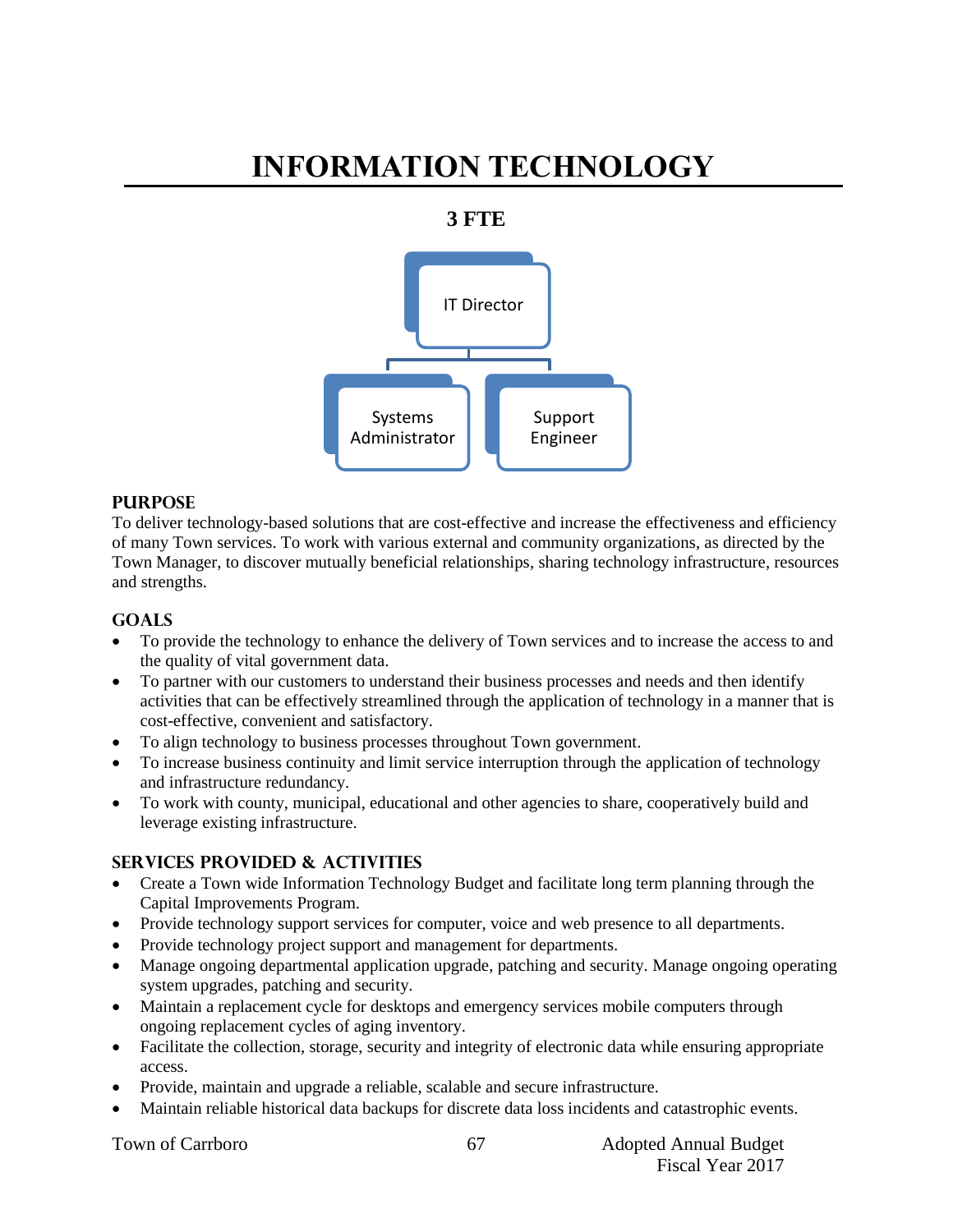# INFORMATION TECHNOLOGY

**3 FTE**

IT Director

Systems Administrator

Support Engineer

## PURPOSE

To deliver technology-based solutions that are cost-effective and increase the effectiveness and efficiency of many Town services. To work with various external and community organizations, as directed by the Town Manager, to discover mutually beneficial relationships, sharing technology infrastructure, resources and strengths.

## GOALS

- To provide the technology to enhance the delivery of Town services and to increase the access to and the quality of vital government data.
- To partner with our customers to understand their business processes and needs and then identify activities that can be effectively streamlined through the application of technology in a manner that is cost-effective, convenient and satisfactory.
- To align technology to business processes throughout Town government.
- To increase business continuity and limit service interruption through the application of technology and infrastructure redundancy.
- To work with county, municipal, educational and other agencies to share, cooperatively build and leverage existing infrastructure.

## SERVICES PROVIDED & ACTIVITIES

- Create a Town wide Information Technology Budget and facilitate long term planning through the Capital Improvements Program.
- Provide technology support services for computer, voice and web presence to all departments.
- Provide technology project support and management for departments.
- Manage ongoing departmental application upgrade, patching and security. Manage ongoing operating system upgrades, patching and security.
- Maintain a replacement cycle for desktops and emergency services mobile computers through ongoing replacement cycles of aging inventory.
- Facilitate the collection, storage, security and integrity of electronic data while ensuring appropriate access.
- Provide, maintain and upgrade a reliable, scalable and secure infrastructure.
- Maintain reliable historical data backups for discrete data loss incidents and catastrophic events.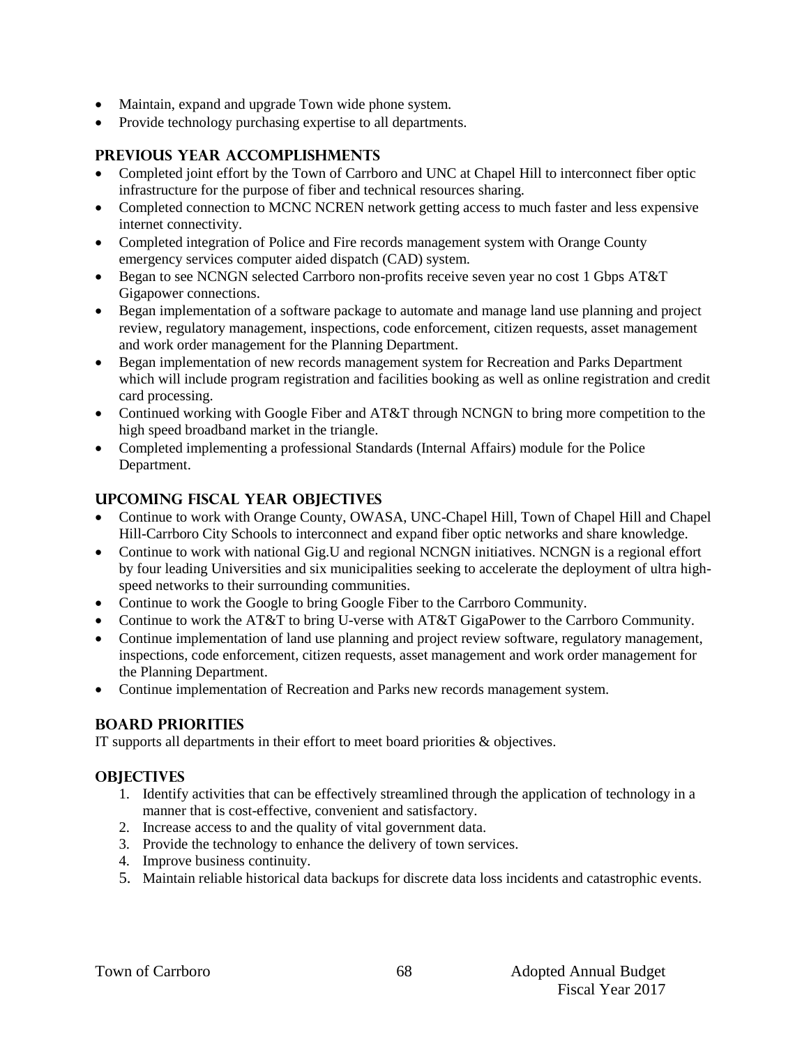- Maintain, expand and upgrade Town wide phone system.
- Provide technology purchasing expertise to all departments.

## PREVIOUS YEAR ACCOMPLISHMENTS

- Completed joint effort by the Town of Carrboro and UNC at Chapel Hill to interconnect fiber optic infrastructure for the purpose of fiber and technical resources sharing.
- Completed connection to MCNC NCREN network getting access to much faster and less expensive internet connectivity.
- Completed integration of Police and Fire records management system with Orange County emergency services computer aided dispatch (CAD) system.
- Began to see NCNGN selected Carrboro non-profits receive seven year no cost 1 Gbps AT&T Gigapower connections.
- Began implementation of a software package to automate and manage land use planning and project review, regulatory management, inspections, code enforcement, citizen requests, asset management and work order management for the Planning Department.
- Began implementation of new records management system for Recreation and Parks Department which will include program registration and facilities booking as well as online registration and credit card processing.
- Continued working with Google Fiber and AT&T through NCNGN to bring more competition to the high speed broadband market in the triangle.
- Completed implementing a professional Standards (Internal Affairs) module for the Police Department.

## UPCOMING FISCAL YEAR OBJECTIVES

- Continue to work with Orange County, OWASA, UNC-Chapel Hill, Town of Chapel Hill and Chapel Hill-Carrboro City Schools to interconnect and expand fiber optic networks and share knowledge.
- Continue to work with national Gig.U and regional NCNGN initiatives. NCNGN is a regional effort by four leading Universities and six municipalities seeking to accelerate the deployment of ultra high-speed networks to their surrounding communities.
- Continue to work the Google to bring Google Fiber to the Carrboro Community.
- Continue to work the AT&T to bring U-verse with AT&T GigaPower to the Carrboro Community.
- Continue implementation of land use planning and project review software, regulatory management, inspections, code enforcement, citizen requests, asset management and work order management for the Planning Department.
- Continue implementation of Recreation and Parks new records management system.

## BOARD PRIORITIES

IT supports all departments in their effort to meet board priorities & objectives.

## OBJECTIVES

1. Identify activities that can be effectively streamlined through the application of technology in a manner that is cost-effective, convenient and satisfactory.
2. Increase access to and the quality of vital government data.
3. Provide the technology to enhance the delivery of town services.
4. Improve business continuity.
5. Maintain reliable historical data backups for discrete data loss incidents and catastrophic events.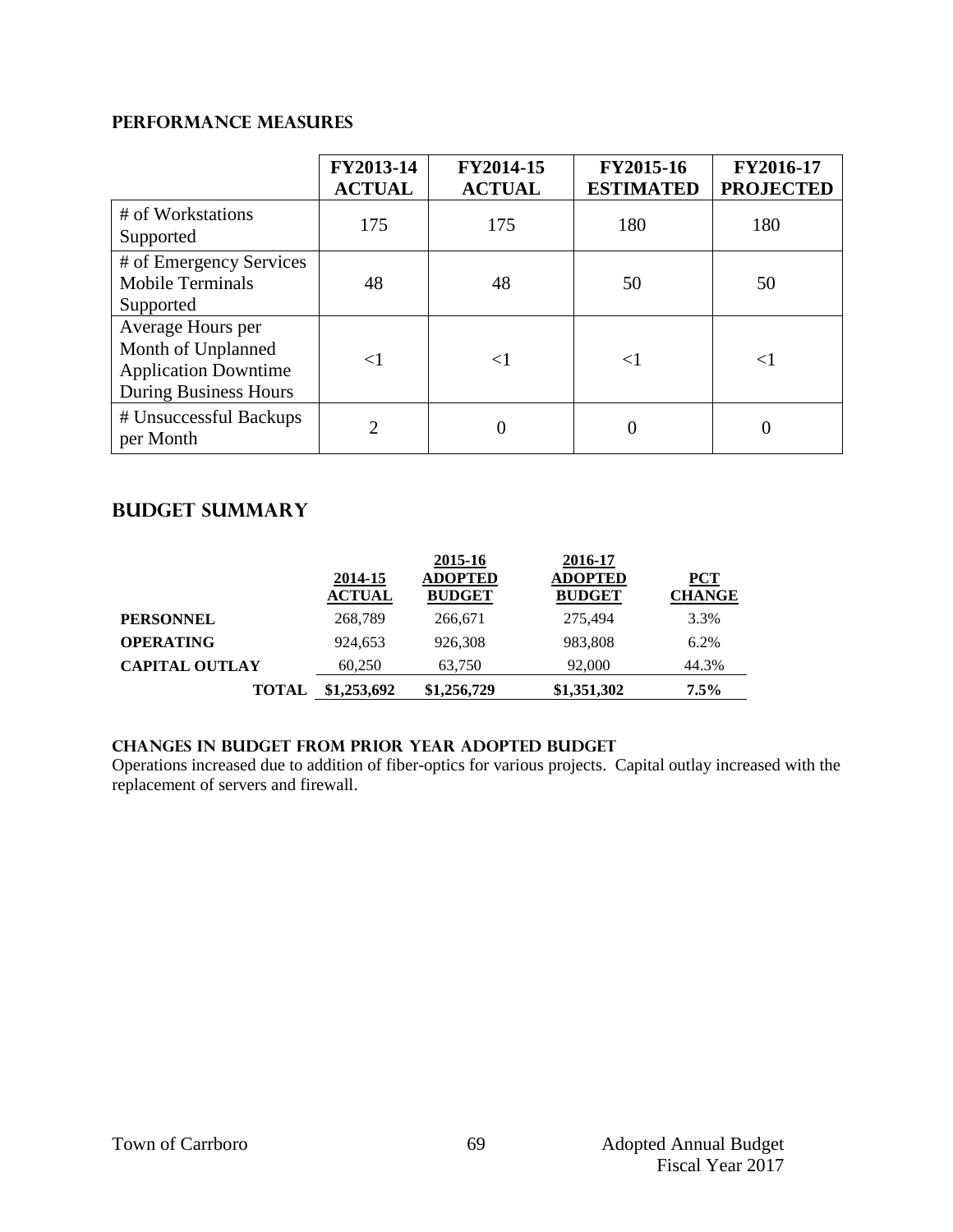## PERFORMANCE MEASURES

| | FY2013-14 ACTUAL | FY2014-15 ACTUAL | FY2015-16 ESTIMATED | FY2016-17 PROJECTED |
|---|---|---|---|---|
| # of Workstations Supported | 175 | 175 | 180 | 180 |
| # of Emergency Services Mobile Terminals Supported | 48 | 48 | 50 | 50 |
| Average Hours per Month of Unplanned Application Downtime During Business Hours | <1 | <1 | <1 | <1 |
| # Unsuccessful Backups per Month | 2 | 0 | 0 | 0 |

## BUDGET SUMMARY

| | 2014-15 ACTUAL | 2015-16 ADOPTED BUDGET | 2016-17 ADOPTED BUDGET | PCT CHANGE |
|---|---|---|---|---|
| **PERSONNEL** | 268,789 | 266,671 | 275,494 | 3.3% |
| **OPERATING** | 924,653 | 926,308 | 983,808 | 6.2% |
| **CAPITAL OUTLAY** | 60,250 | 63,750 | 92,000 | 44.3% |
| **TOTAL** | **$1,253,692** | **$1,256,729** | **$1,351,302** | **7.5%** |

### CHANGES IN BUDGET FROM PRIOR YEAR ADOPTED BUDGET

Operations increased due to addition of fiber-optics for various projects. Capital outlay increased with the replacement of servers and firewall.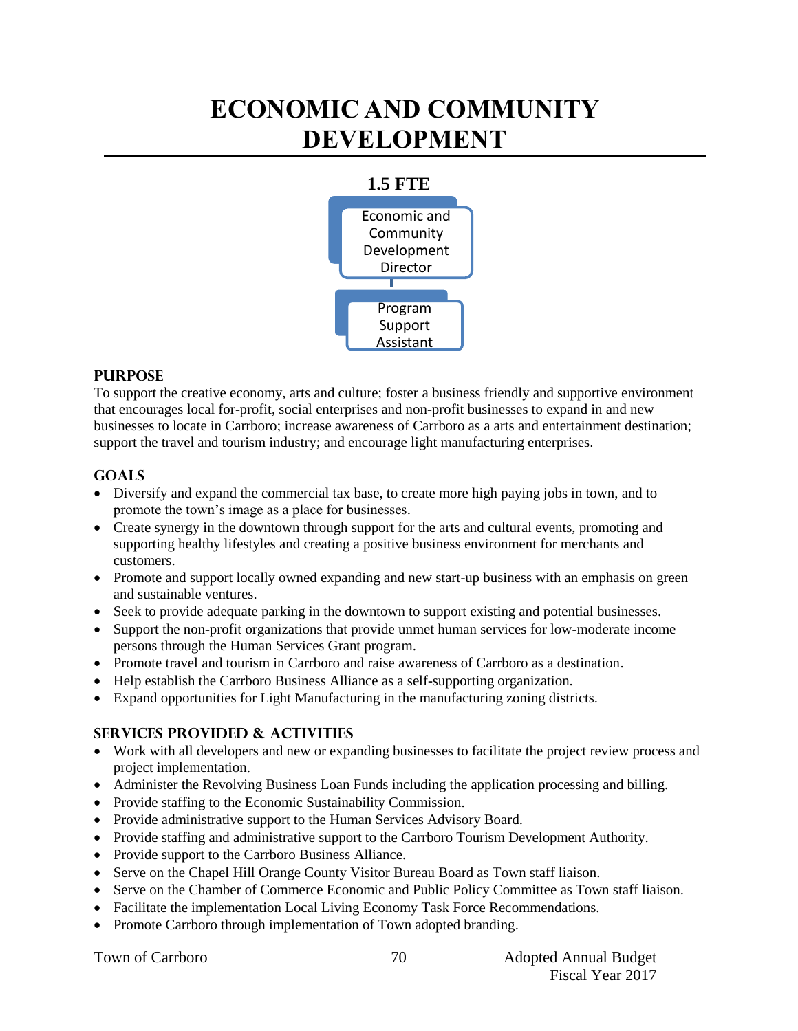# ECONOMIC AND COMMUNITY DEVELOPMENT

**1.5 FTE**

Economic and Community Development Director

Program Support Assistant

## PURPOSE

To support the creative economy, arts and culture; foster a business friendly and supportive environment that encourages local for-profit, social enterprises and non-profit businesses to expand in and new businesses to locate in Carrboro; increase awareness of Carrboro as a arts and entertainment destination; support the travel and tourism industry; and encourage light manufacturing enterprises.

## GOALS

- Diversify and expand the commercial tax base, to create more high paying jobs in town, and to promote the town's image as a place for businesses.
- Create synergy in the downtown through support for the arts and cultural events, promoting and supporting healthy lifestyles and creating a positive business environment for merchants and customers.
- Promote and support locally owned expanding and new start-up business with an emphasis on green and sustainable ventures.
- Seek to provide adequate parking in the downtown to support existing and potential businesses.
- Support the non-profit organizations that provide unmet human services for low-moderate income persons through the Human Services Grant program.
- Promote travel and tourism in Carrboro and raise awareness of Carrboro as a destination.
- Help establish the Carrboro Business Alliance as a self-supporting organization.
- Expand opportunities for Light Manufacturing in the manufacturing zoning districts.

## SERVICES PROVIDED & ACTIVITIES

- Work with all developers and new or expanding businesses to facilitate the project review process and project implementation.
- Administer the Revolving Business Loan Funds including the application processing and billing.
- Provide staffing to the Economic Sustainability Commission.
- Provide administrative support to the Human Services Advisory Board.
- Provide staffing and administrative support to the Carrboro Tourism Development Authority.
- Provide support to the Carrboro Business Alliance.
- Serve on the Chapel Hill Orange County Visitor Bureau Board as Town staff liaison.
- Serve on the Chamber of Commerce Economic and Public Policy Committee as Town staff liaison.
- Facilitate the implementation Local Living Economy Task Force Recommendations.
- Promote Carrboro through implementation of Town adopted branding.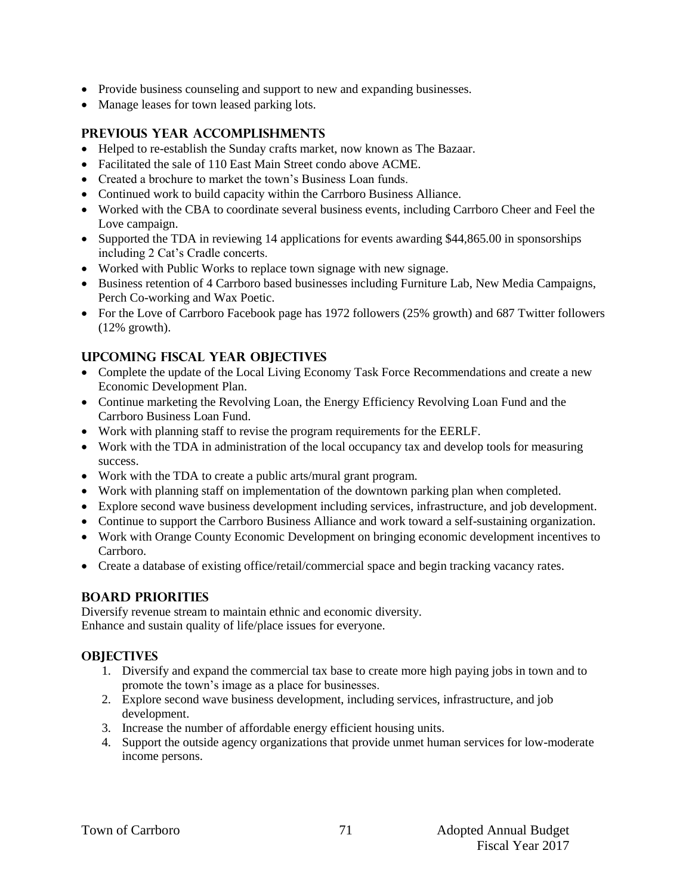- Provide business counseling and support to new and expanding businesses.
- Manage leases for town leased parking lots.

## Previous Year Accomplishments

- Helped to re-establish the Sunday crafts market, now known as The Bazaar.
- Facilitated the sale of 110 East Main Street condo above ACME.
- Created a brochure to market the town's Business Loan funds.
- Continued work to build capacity within the Carrboro Business Alliance.
- Worked with the CBA to coordinate several business events, including Carrboro Cheer and Feel the Love campaign.
- Supported the TDA in reviewing 14 applications for events awarding $44,865.00 in sponsorships including 2 Cat's Cradle concerts.
- Worked with Public Works to replace town signage with new signage.
- Business retention of 4 Carrboro based businesses including Furniture Lab, New Media Campaigns, Perch Co-working and Wax Poetic.
- For the Love of Carrboro Facebook page has 1972 followers (25% growth) and 687 Twitter followers (12% growth).

## Upcoming Fiscal Year Objectives

- Complete the update of the Local Living Economy Task Force Recommendations and create a new Economic Development Plan.
- Continue marketing the Revolving Loan, the Energy Efficiency Revolving Loan Fund and the Carrboro Business Loan Fund.
- Work with planning staff to revise the program requirements for the EERLF.
- Work with the TDA in administration of the local occupancy tax and develop tools for measuring success.
- Work with the TDA to create a public arts/mural grant program.
- Work with planning staff on implementation of the downtown parking plan when completed.
- Explore second wave business development including services, infrastructure, and job development.
- Continue to support the Carrboro Business Alliance and work toward a self-sustaining organization.
- Work with Orange County Economic Development on bringing economic development incentives to Carrboro.
- Create a database of existing office/retail/commercial space and begin tracking vacancy rates.

## Board Priorities

Diversify revenue stream to maintain ethnic and economic diversity.
Enhance and sustain quality of life/place issues for everyone.

## Objectives

1. Diversify and expand the commercial tax base to create more high paying jobs in town and to promote the town's image as a place for businesses.
2. Explore second wave business development, including services, infrastructure, and job development.
3. Increase the number of affordable energy efficient housing units.
4. Support the outside agency organizations that provide unmet human services for low-moderate income persons.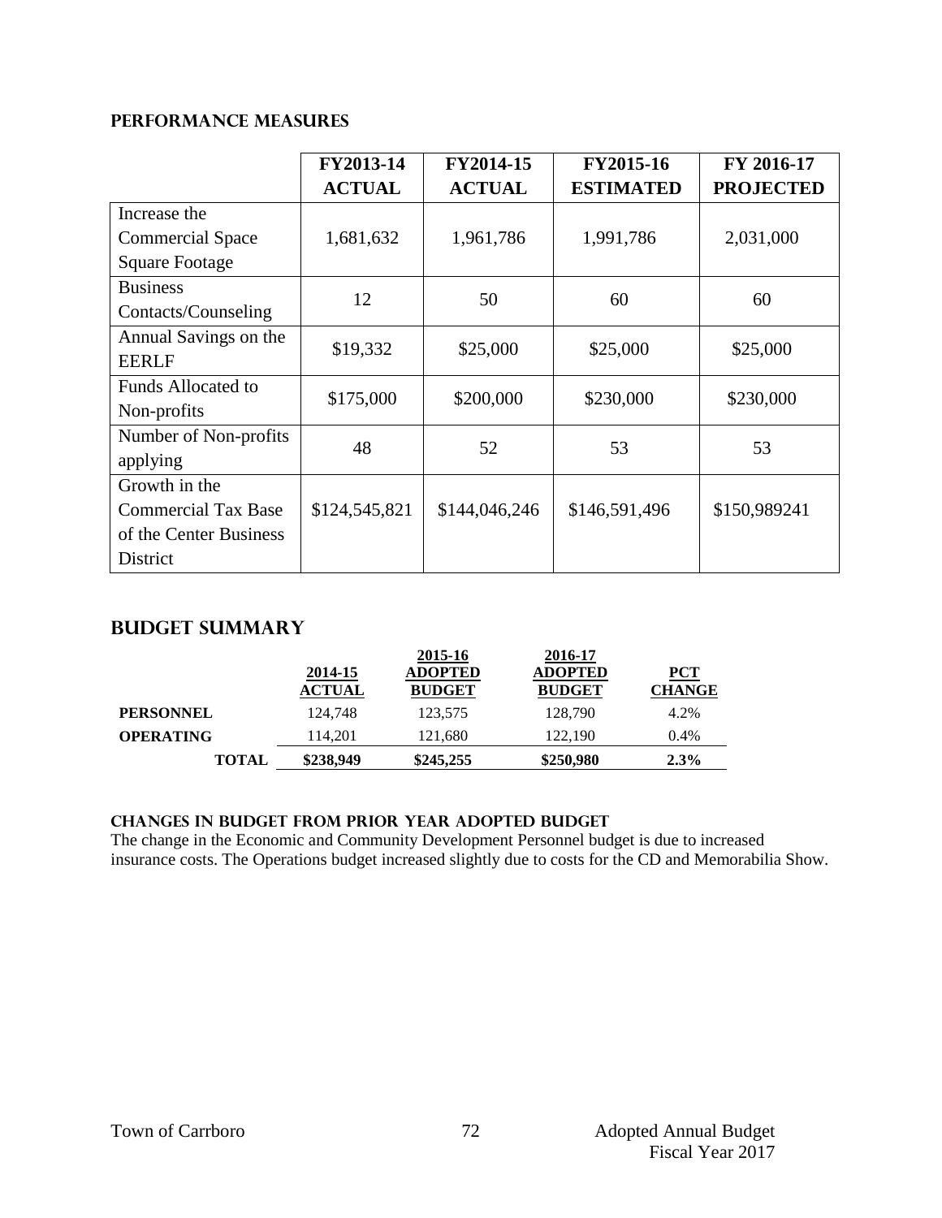## PERFORMANCE MEASURES

| | FY2013-14 ACTUAL | FY2014-15 ACTUAL | FY2015-16 ESTIMATED | FY 2016-17 PROJECTED |
|---|---|---|---|---|
| Increase the Commercial Space Square Footage | 1,681,632 | 1,961,786 | 1,991,786 | 2,031,000 |
| Business Contacts/Counseling | 12 | 50 | 60 | 60 |
| Annual Savings on the EERLF | $19,332 | $25,000 | $25,000 | $25,000 |
| Funds Allocated to Non-profits | $175,000 | $200,000 | $230,000 | $230,000 |
| Number of Non-profits applying | 48 | 52 | 53 | 53 |
| Growth in the Commercial Tax Base of the Center Business District | $124,545,821 | $144,046,246 | $146,591,496 | $150,989241 |

## BUDGET SUMMARY

| | 2014-15 ACTUAL | 2015-16 ADOPTED BUDGET | 2016-17 ADOPTED BUDGET | PCT CHANGE |
|---|---|---|---|---|
| **PERSONNEL** | 124,748 | 123,575 | 128,790 | 4.2% |
| **OPERATING** | 114,201 | 121,680 | 122,190 | 0.4% |
| **TOTAL** | **$238,949** | **$245,255** | **$250,980** | **2.3%** |

### CHANGES IN BUDGET FROM PRIOR YEAR ADOPTED BUDGET

The change in the Economic and Community Development Personnel budget is due to increased insurance costs. The Operations budget increased slightly due to costs for the CD and Memorabilia Show.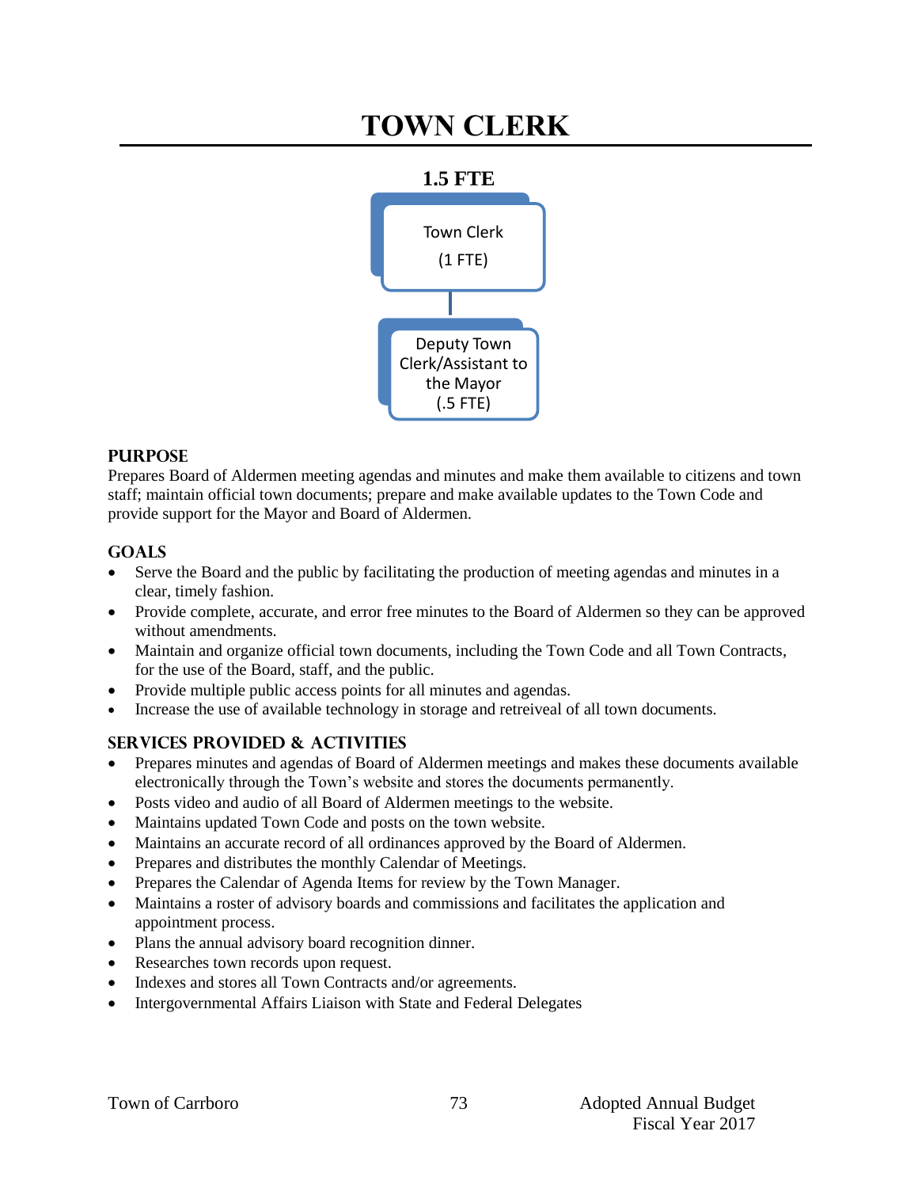# TOWN CLERK

**1.5 FTE**

Town Clerk
(1 FTE)

Deputy Town Clerk/Assistant to the Mayor
(.5 FTE)

## PURPOSE

Prepares Board of Aldermen meeting agendas and minutes and make them available to citizens and town staff; maintain official town documents; prepare and make available updates to the Town Code and provide support for the Mayor and Board of Aldermen.

## GOALS

- Serve the Board and the public by facilitating the production of meeting agendas and minutes in a clear, timely fashion.
- Provide complete, accurate, and error free minutes to the Board of Aldermen so they can be approved without amendments.
- Maintain and organize official town documents, including the Town Code and all Town Contracts, for the use of the Board, staff, and the public.
- Provide multiple public access points for all minutes and agendas.
- Increase the use of available technology in storage and retreiveal of all town documents.

## SERVICES PROVIDED & ACTIVITIES

- Prepares minutes and agendas of Board of Aldermen meetings and makes these documents available electronically through the Town's website and stores the documents permanently.
- Posts video and audio of all Board of Aldermen meetings to the website.
- Maintains updated Town Code and posts on the town website.
- Maintains an accurate record of all ordinances approved by the Board of Aldermen.
- Prepares and distributes the monthly Calendar of Meetings.
- Prepares the Calendar of Agenda Items for review by the Town Manager.
- Maintains a roster of advisory boards and commissions and facilitates the application and appointment process.
- Plans the annual advisory board recognition dinner.
- Researches town records upon request.
- Indexes and stores all Town Contracts and/or agreements.
- Intergovernmental Affairs Liaison with State and Federal Delegates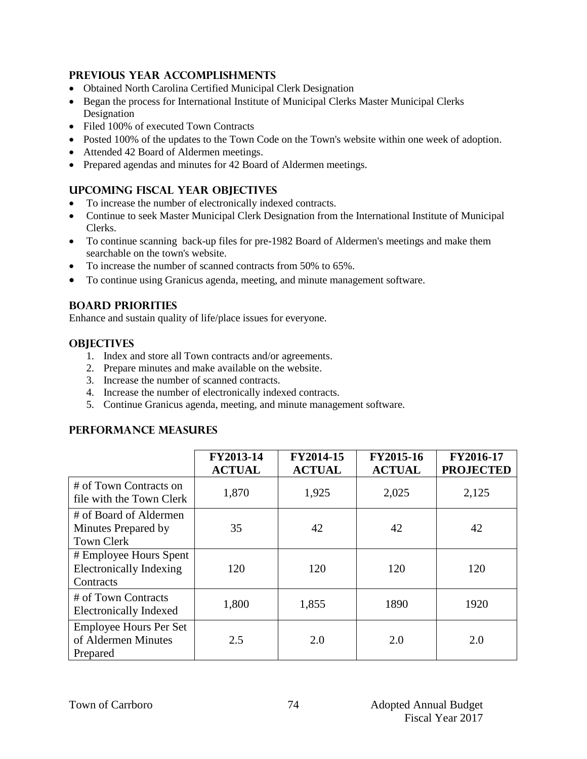## PREVIOUS YEAR ACCOMPLISHMENTS

- Obtained North Carolina Certified Municipal Clerk Designation
- Began the process for International Institute of Municipal Clerks Master Municipal Clerks Designation
- Filed 100% of executed Town Contracts
- Posted 100% of the updates to the Town Code on the Town's website within one week of adoption.
- Attended 42 Board of Aldermen meetings.
- Prepared agendas and minutes for 42 Board of Aldermen meetings.

## UPCOMING FISCAL YEAR OBJECTIVES

- To increase the number of electronically indexed contracts.
- Continue to seek Master Municipal Clerk Designation from the International Institute of Municipal Clerks.
- To continue scanning back-up files for pre-1982 Board of Aldermen's meetings and make them searchable on the town's website.
- To increase the number of scanned contracts from 50% to 65%.
- To continue using Granicus agenda, meeting, and minute management software.

## BOARD PRIORITIES

Enhance and sustain quality of life/place issues for everyone.

## OBJECTIVES

1. Index and store all Town contracts and/or agreements.
2. Prepare minutes and make available on the website.
3. Increase the number of scanned contracts.
4. Increase the number of electronically indexed contracts.
5. Continue Granicus agenda, meeting, and minute management software.

## PERFORMANCE MEASURES

| | FY2013-14 ACTUAL | FY2014-15 ACTUAL | FY2015-16 ACTUAL | FY2016-17 PROJECTED |
|---|---|---|---|---|
| # of Town Contracts on file with the Town Clerk | 1,870 | 1,925 | 2,025 | 2,125 |
| # of Board of Aldermen Minutes Prepared by Town Clerk | 35 | 42 | 42 | 42 |
| # Employee Hours Spent Electronically Indexing Contracts | 120 | 120 | 120 | 120 |
| # of Town Contracts Electronically Indexed | 1,800 | 1,855 | 1890 | 1920 |
| Employee Hours Per Set of Aldermen Minutes Prepared | 2.5 | 2.0 | 2.0 | 2.0 |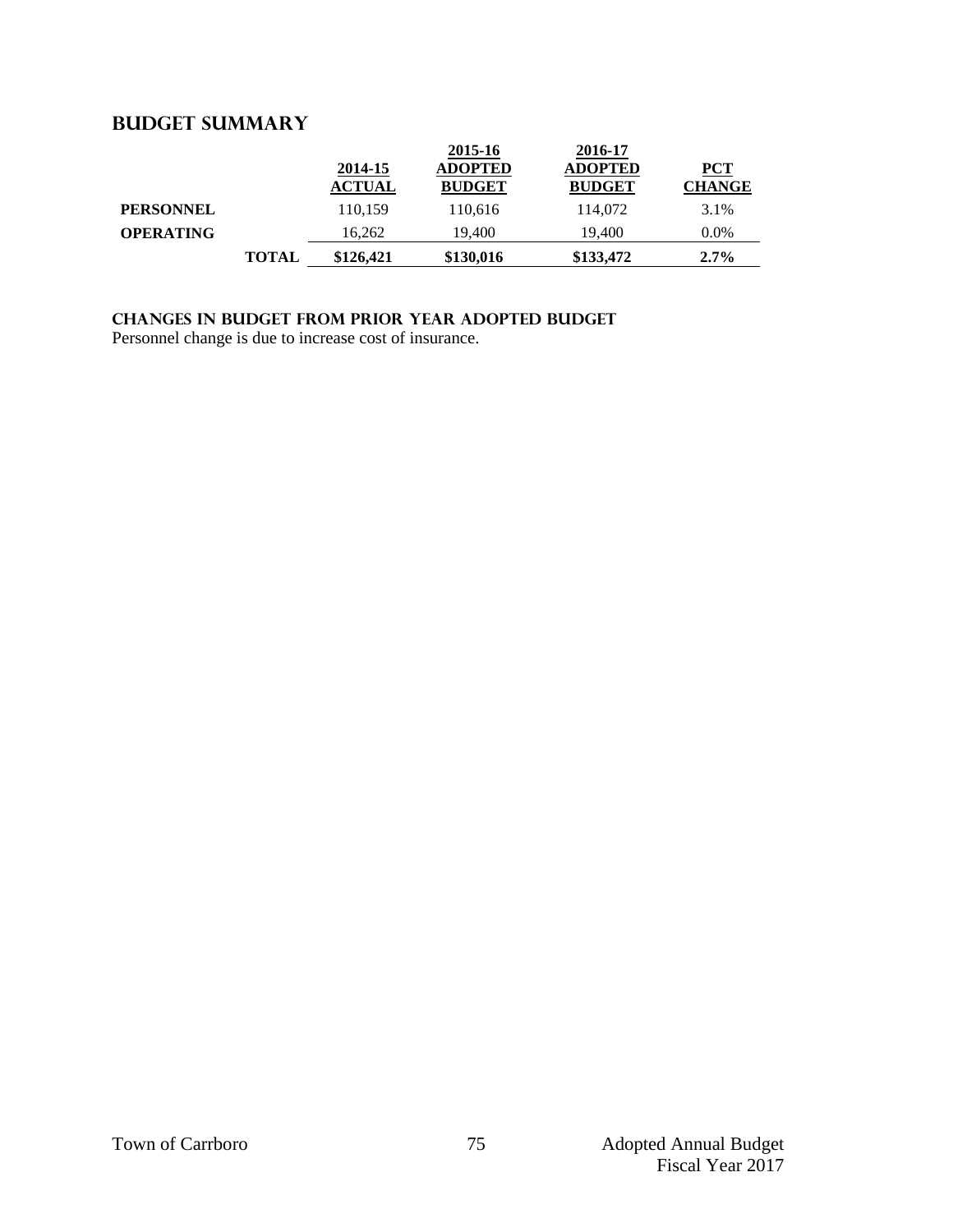## BUDGET SUMMARY

| | | 2014-15 ACTUAL | 2015-16 ADOPTED BUDGET | 2016-17 ADOPTED BUDGET | PCT CHANGE |
|---|---|---|---|---|---|
| **PERSONNEL** | | 110,159 | 110,616 | 114,072 | 3.1% |
| **OPERATING** | | 16,262 | 19,400 | 19,400 | 0.0% |
| | **TOTAL** | **$126,421** | **$130,016** | **$133,472** | **2.7%** |

### CHANGES IN BUDGET FROM PRIOR YEAR ADOPTED BUDGET

Personnel change is due to increase cost of insurance.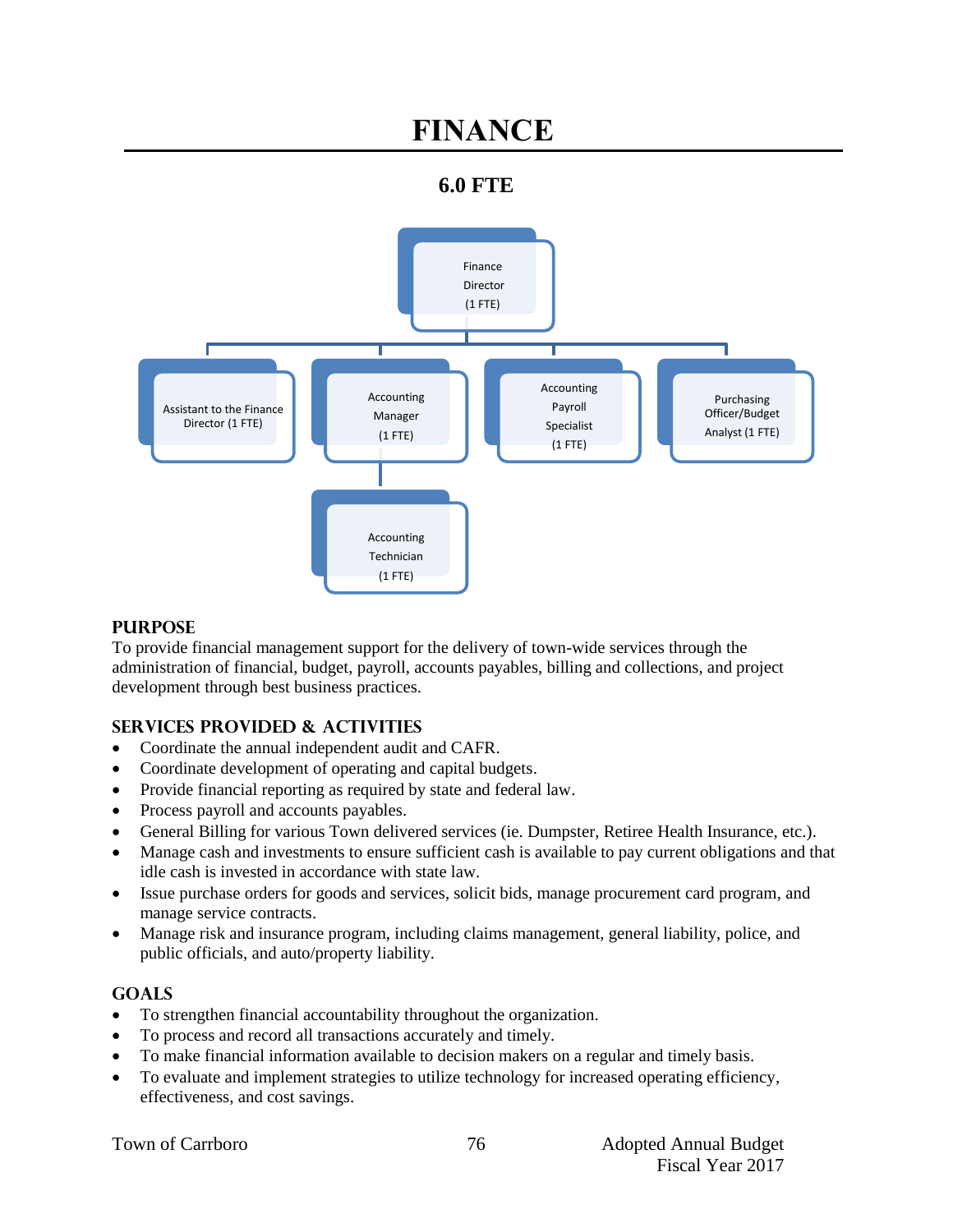# FINANCE

## 6.0 FTE

Finance Director (1 FTE)

- Assistant to the Finance Director (1 FTE)
- Accounting Manager (1 FTE)
  - Accounting Technician (1 FTE)
- Accounting Payroll Specialist (1 FTE)
- Purchasing Officer/Budget Analyst (1 FTE)

### PURPOSE

To provide financial management support for the delivery of town-wide services through the administration of financial, budget, payroll, accounts payables, billing and collections, and project development through best business practices.

### SERVICES PROVIDED & ACTIVITIES

- Coordinate the annual independent audit and CAFR.
- Coordinate development of operating and capital budgets.
- Provide financial reporting as required by state and federal law.
- Process payroll and accounts payables.
- General Billing for various Town delivered services (ie. Dumpster, Retiree Health Insurance, etc.).
- Manage cash and investments to ensure sufficient cash is available to pay current obligations and that idle cash is invested in accordance with state law.
- Issue purchase orders for goods and services, solicit bids, manage procurement card program, and manage service contracts.
- Manage risk and insurance program, including claims management, general liability, police, and public officials, and auto/property liability.

### GOALS

- To strengthen financial accountability throughout the organization.
- To process and record all transactions accurately and timely.
- To make financial information available to decision makers on a regular and timely basis.
- To evaluate and implement strategies to utilize technology for increased operating efficiency, effectiveness, and cost savings.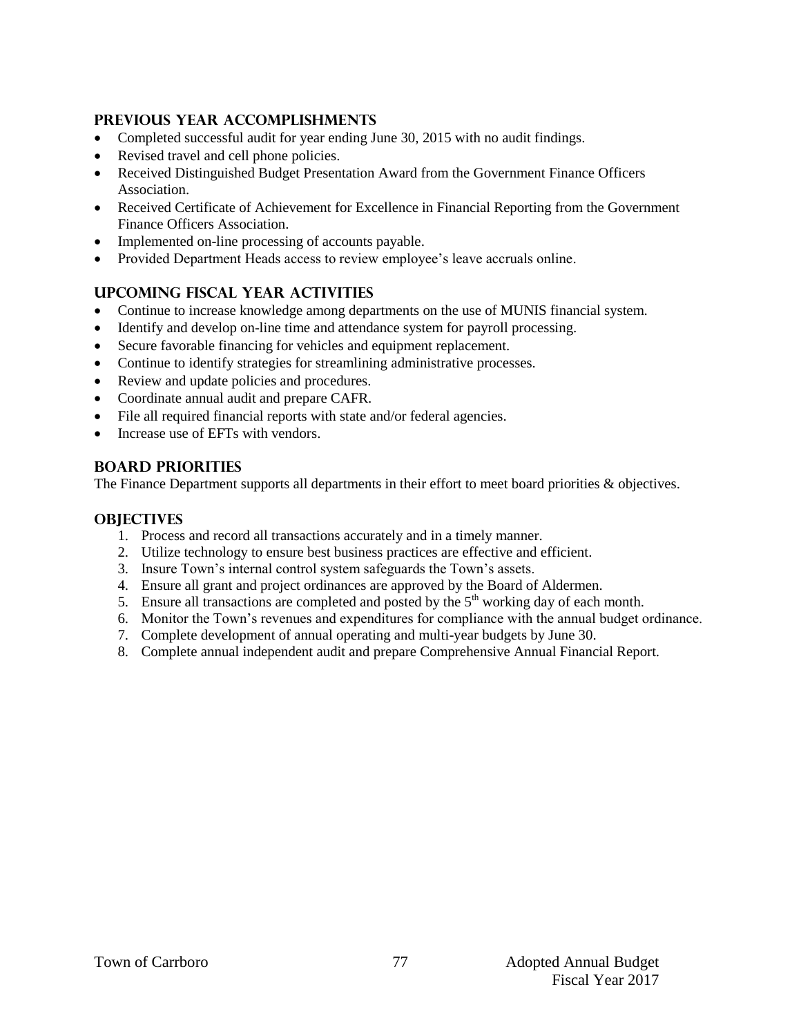## PREVIOUS YEAR ACCOMPLISHMENTS

- Completed successful audit for year ending June 30, 2015 with no audit findings.
- Revised travel and cell phone policies.
- Received Distinguished Budget Presentation Award from the Government Finance Officers Association.
- Received Certificate of Achievement for Excellence in Financial Reporting from the Government Finance Officers Association.
- Implemented on-line processing of accounts payable.
- Provided Department Heads access to review employee's leave accruals online.

## UPCOMING FISCAL YEAR ACTIVITIES

- Continue to increase knowledge among departments on the use of MUNIS financial system.
- Identify and develop on-line time and attendance system for payroll processing.
- Secure favorable financing for vehicles and equipment replacement.
- Continue to identify strategies for streamlining administrative processes.
- Review and update policies and procedures.
- Coordinate annual audit and prepare CAFR.
- File all required financial reports with state and/or federal agencies.
- Increase use of EFTs with vendors.

## BOARD PRIORITIES

The Finance Department supports all departments in their effort to meet board priorities & objectives.

## OBJECTIVES

1. Process and record all transactions accurately and in a timely manner.
2. Utilize technology to ensure best business practices are effective and efficient.
3. Insure Town's internal control system safeguards the Town's assets.
4. Ensure all grant and project ordinances are approved by the Board of Aldermen.
5. Ensure all transactions are completed and posted by the 5th working day of each month.
6. Monitor the Town's revenues and expenditures for compliance with the annual budget ordinance.
7. Complete development of annual operating and multi-year budgets by June 30.
8. Complete annual independent audit and prepare Comprehensive Annual Financial Report.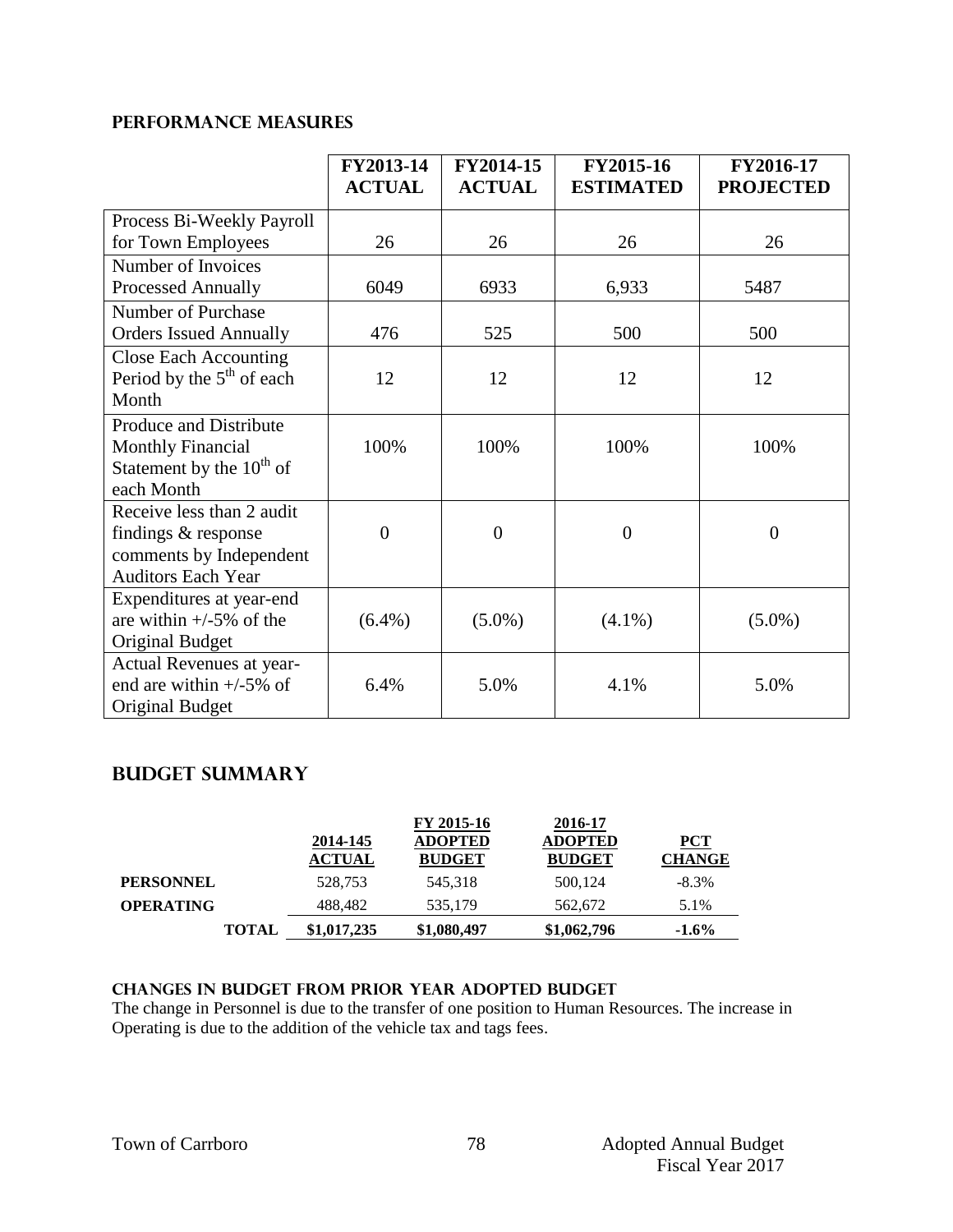## PERFORMANCE MEASURES

| | FY2013-14 ACTUAL | FY2014-15 ACTUAL | FY2015-16 ESTIMATED | FY2016-17 PROJECTED |
|---|---|---|---|---|
| Process Bi-Weekly Payroll for Town Employees | 26 | 26 | 26 | 26 |
| Number of Invoices Processed Annually | 6049 | 6933 | 6,933 | 5487 |
| Number of Purchase Orders Issued Annually | 476 | 525 | 500 | 500 |
| Close Each Accounting Period by the $5^{th}$ of each Month | 12 | 12 | 12 | 12 |
| Produce and Distribute Monthly Financial Statement by the $10^{th}$ of each Month | 100% | 100% | 100% | 100% |
| Receive less than 2 audit findings & response comments by Independent Auditors Each Year | 0 | 0 | 0 | 0 |
| Expenditures at year-end are within +/-5% of the Original Budget | (6.4%) | (5.0%) | (4.1%) | (5.0%) |
| Actual Revenues at year-end are within +/-5% of Original Budget | 6.4% | 5.0% | 4.1% | 5.0% |

## BUDGET SUMMARY

| | 2014-145 ACTUAL | FY 2015-16 ADOPTED BUDGET | 2016-17 ADOPTED BUDGET | PCT CHANGE |
|---|---|---|---|---|
| **PERSONNEL** | 528,753 | 545,318 | 500,124 | -8.3% |
| **OPERATING** | 488,482 | 535,179 | 562,672 | 5.1% |
| **TOTAL** | **$1,017,235** | **$1,080,497** | **$1,062,796** | **-1.6%** |

### CHANGES IN BUDGET FROM PRIOR YEAR ADOPTED BUDGET

The change in Personnel is due to the transfer of one position to Human Resources. The increase in Operating is due to the addition of the vehicle tax and tags fees.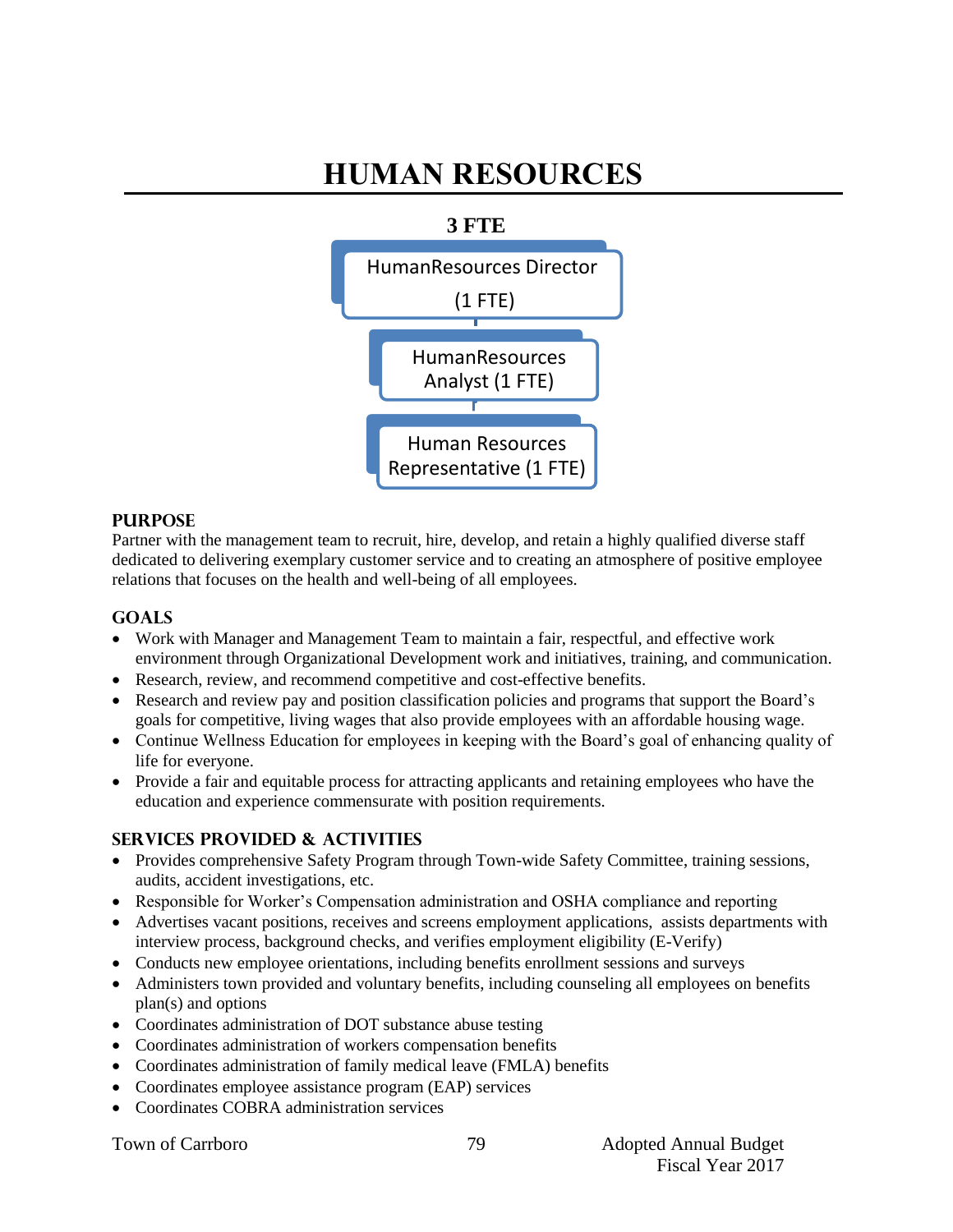# HUMAN RESOURCES

**3 FTE**

HumanResources Director (1 FTE)

HumanResources Analyst (1 FTE)

Human Resources Representative (1 FTE)

## PURPOSE

Partner with the management team to recruit, hire, develop, and retain a highly qualified diverse staff dedicated to delivering exemplary customer service and to creating an atmosphere of positive employee relations that focuses on the health and well-being of all employees.

## GOALS

- Work with Manager and Management Team to maintain a fair, respectful, and effective work environment through Organizational Development work and initiatives, training, and communication.
- Research, review, and recommend competitive and cost-effective benefits.
- Research and review pay and position classification policies and programs that support the Board's goals for competitive, living wages that also provide employees with an affordable housing wage.
- Continue Wellness Education for employees in keeping with the Board's goal of enhancing quality of life for everyone.
- Provide a fair and equitable process for attracting applicants and retaining employees who have the education and experience commensurate with position requirements.

## SERVICES PROVIDED & ACTIVITIES

- Provides comprehensive Safety Program through Town-wide Safety Committee, training sessions, audits, accident investigations, etc.
- Responsible for Worker's Compensation administration and OSHA compliance and reporting
- Advertises vacant positions, receives and screens employment applications, assists departments with interview process, background checks, and verifies employment eligibility (E-Verify)
- Conducts new employee orientations, including benefits enrollment sessions and surveys
- Administers town provided and voluntary benefits, including counseling all employees on benefits plan(s) and options
- Coordinates administration of DOT substance abuse testing
- Coordinates administration of workers compensation benefits
- Coordinates administration of family medical leave (FMLA) benefits
- Coordinates employee assistance program (EAP) services
- Coordinates COBRA administration services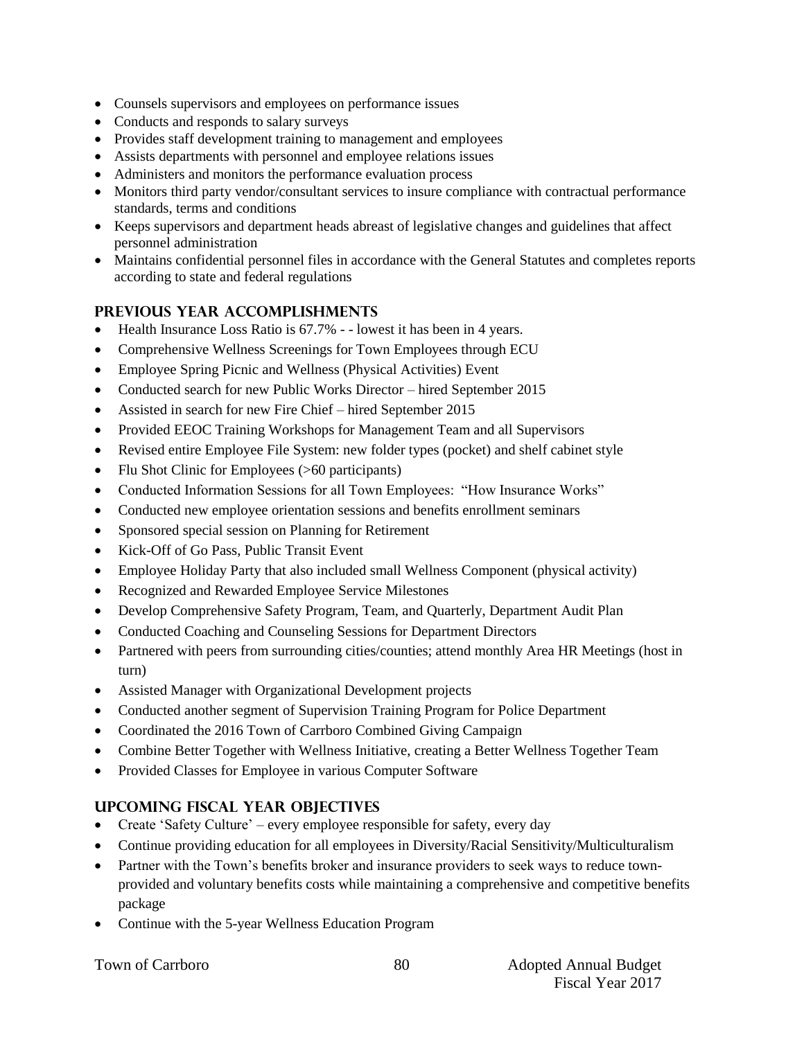- Counsels supervisors and employees on performance issues
- Conducts and responds to salary surveys
- Provides staff development training to management and employees
- Assists departments with personnel and employee relations issues
- Administers and monitors the performance evaluation process
- Monitors third party vendor/consultant services to insure compliance with contractual performance standards, terms and conditions
- Keeps supervisors and department heads abreast of legislative changes and guidelines that affect personnel administration
- Maintains confidential personnel files in accordance with the General Statutes and completes reports according to state and federal regulations

## PREVIOUS YEAR ACCOMPLISHMENTS

- Health Insurance Loss Ratio is 67.7% - - lowest it has been in 4 years.
- Comprehensive Wellness Screenings for Town Employees through ECU
- Employee Spring Picnic and Wellness (Physical Activities) Event
- Conducted search for new Public Works Director – hired September 2015
- Assisted in search for new Fire Chief – hired September 2015
- Provided EEOC Training Workshops for Management Team and all Supervisors
- Revised entire Employee File System: new folder types (pocket) and shelf cabinet style
- Flu Shot Clinic for Employees (>60 participants)
- Conducted Information Sessions for all Town Employees: "How Insurance Works"
- Conducted new employee orientation sessions and benefits enrollment seminars
- Sponsored special session on Planning for Retirement
- Kick-Off of Go Pass, Public Transit Event
- Employee Holiday Party that also included small Wellness Component (physical activity)
- Recognized and Rewarded Employee Service Milestones
- Develop Comprehensive Safety Program, Team, and Quarterly, Department Audit Plan
- Conducted Coaching and Counseling Sessions for Department Directors
- Partnered with peers from surrounding cities/counties; attend monthly Area HR Meetings (host in turn)
- Assisted Manager with Organizational Development projects
- Conducted another segment of Supervision Training Program for Police Department
- Coordinated the 2016 Town of Carrboro Combined Giving Campaign
- Combine Better Together with Wellness Initiative, creating a Better Wellness Together Team
- Provided Classes for Employee in various Computer Software

## UPCOMING FISCAL YEAR OBJECTIVES

- Create 'Safety Culture' – every employee responsible for safety, every day
- Continue providing education for all employees in Diversity/Racial Sensitivity/Multiculturalism
- Partner with the Town's benefits broker and insurance providers to seek ways to reduce town-provided and voluntary benefits costs while maintaining a comprehensive and competitive benefits package
- Continue with the 5-year Wellness Education Program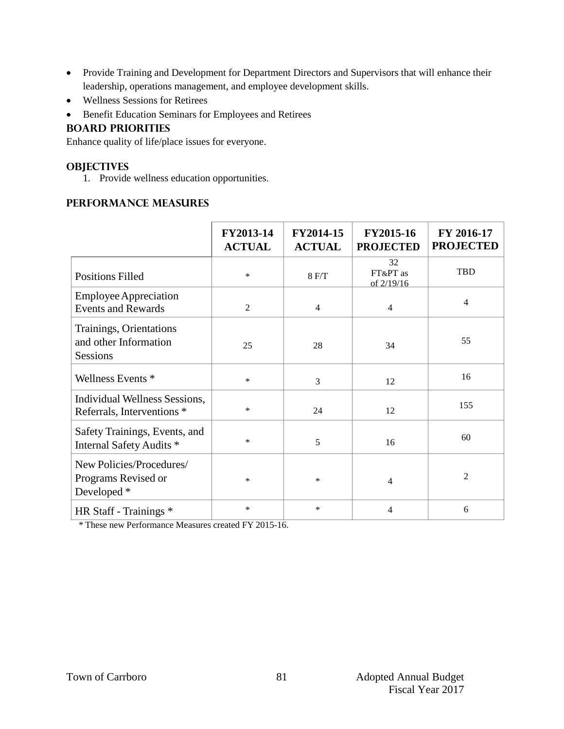- Provide Training and Development for Department Directors and Supervisors that will enhance their leadership, operations management, and employee development skills.
- Wellness Sessions for Retirees
- Benefit Education Seminars for Employees and Retirees

## BOARD PRIORITIES

Enhance quality of life/place issues for everyone.

## OBJECTIVES

1. Provide wellness education opportunities.

## PERFORMANCE MEASURES

| | FY2013-14 ACTUAL | FY2014-15 ACTUAL | FY2015-16 PROJECTED | FY 2016-17 PROJECTED |
|---|---|---|---|---|
| Positions Filled | * | 8 F/T | 32 FT&PT as of 2/19/16 | TBD |
| Employee Appreciation Events and Rewards | 2 | 4 | 4 | 4 |
| Trainings, Orientations and other Information Sessions | 25 | 28 | 34 | 55 |
| Wellness Events * | * | 3 | 12 | 16 |
| Individual Wellness Sessions, Referrals, Interventions * | * | 24 | 12 | 155 |
| Safety Trainings, Events, and Internal Safety Audits * | * | 5 | 16 | 60 |
| New Policies/Procedures/ Programs Revised or Developed * | * | * | 4 | 2 |
| HR Staff - Trainings * | * | * | 4 | 6 |

* These new Performance Measures created FY 2015-16.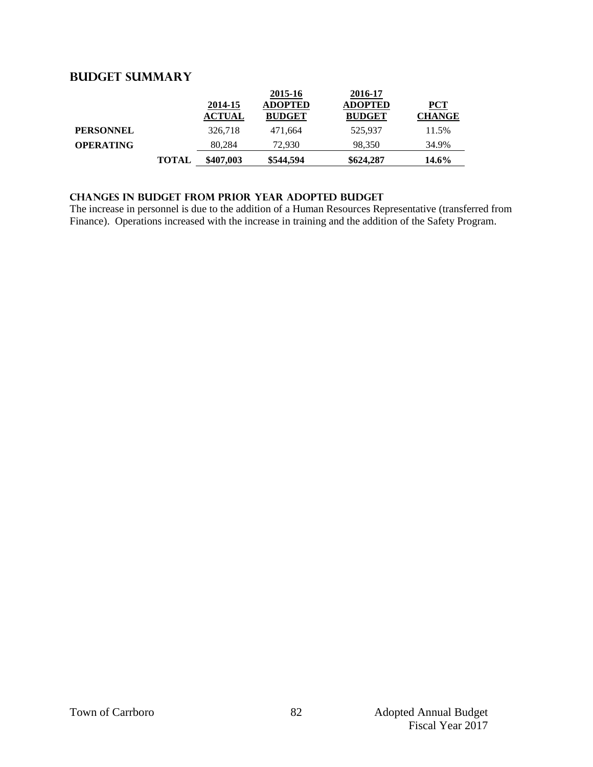## BUDGET SUMMARY

| | | 2014-15 ACTUAL | 2015-16 ADOPTED BUDGET | 2016-17 ADOPTED BUDGET | PCT CHANGE |
|---|---|---|---|---|---|
| **PERSONNEL** | | 326,718 | 471,664 | 525,937 | 11.5% |
| **OPERATING** | | 80,284 | 72,930 | 98,350 | 34.9% |
| | **TOTAL** | **$407,003** | **$544,594** | **$624,287** | **14.6%** |

### CHANGES IN BUDGET FROM PRIOR YEAR ADOPTED BUDGET

The increase in personnel is due to the addition of a Human Resources Representative (transferred from Finance). Operations increased with the increase in training and the addition of the Safety Program.